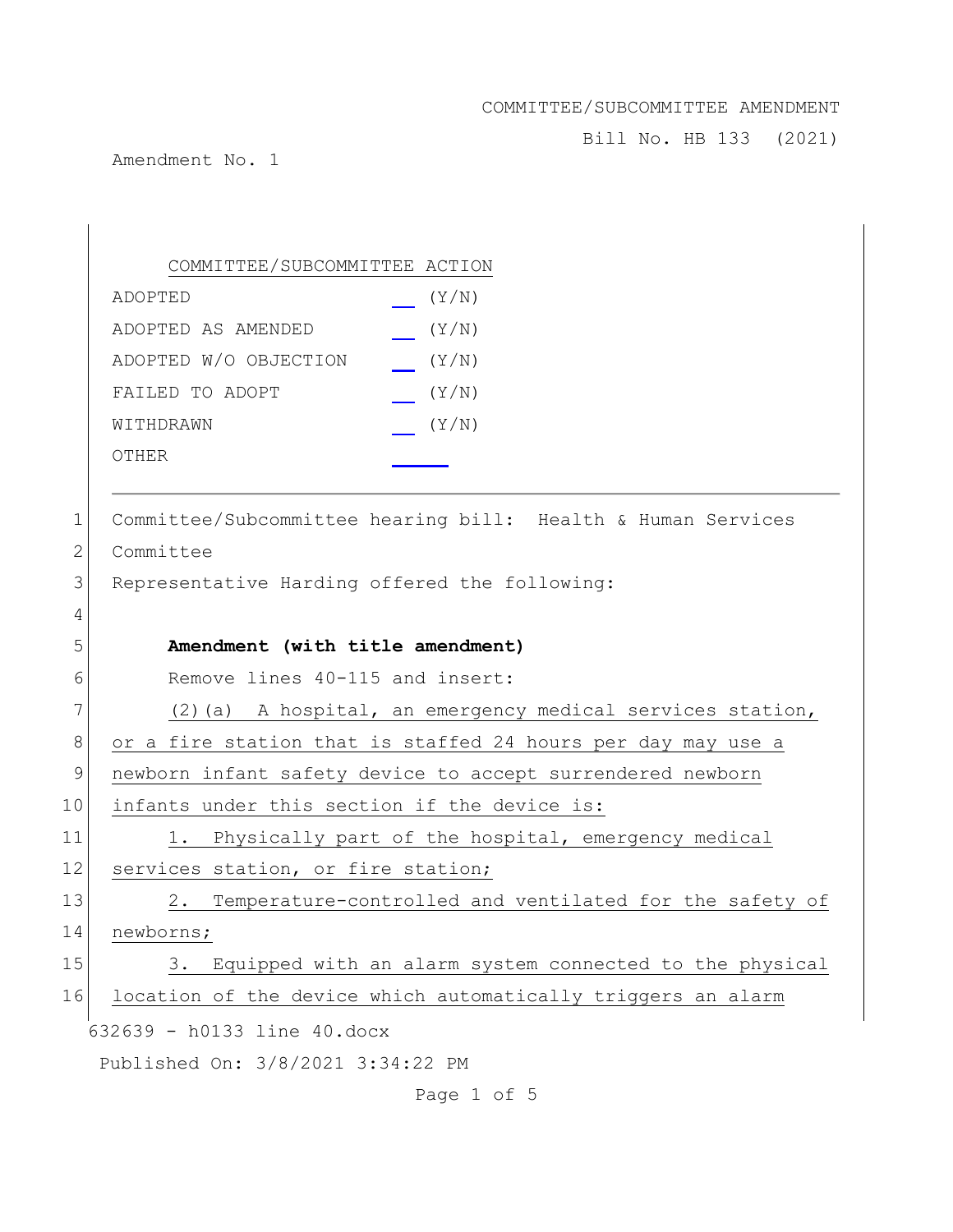COMMITTEE/SUBCOMMITTEE AMENDMENT

Bill No. HB 133 (2021)

Amendment No. 1

| COMMITTEE/SUBCOMMITTEE ACTION | |
|---|---|
| ADOPTED | ___ (Y/N) |
| ADOPTED AS AMENDED | ___ (Y/N) |
| ADOPTED W/O OBJECTION | ___ (Y/N) |
| FAILED TO ADOPT | ___ (Y/N) |
| WITHDRAWN | ___ (Y/N) |
| OTHER | ___ |

1 Committee/Subcommittee hearing bill: Health & Human Services
2 Committee
3 Representative Harding offered the following:
4
5 **Amendment (with title amendment)**
6 Remove lines 40-115 and insert:
7 (2)(a) A hospital, an emergency medical services station,
8 or a fire station that is staffed 24 hours per day may use a
9 newborn infant safety device to accept surrendered newborn
10 infants under this section if the device is:
11 1. Physically part of the hospital, emergency medical
12 services station, or fire station;
13 2. Temperature-controlled and ventilated for the safety of
14 newborns;
15 3. Equipped with an alarm system connected to the physical
16 location of the device which automatically triggers an alarm

632639 - h0133 line 40.docx

Published On: 3/8/2021 3:34:22 PM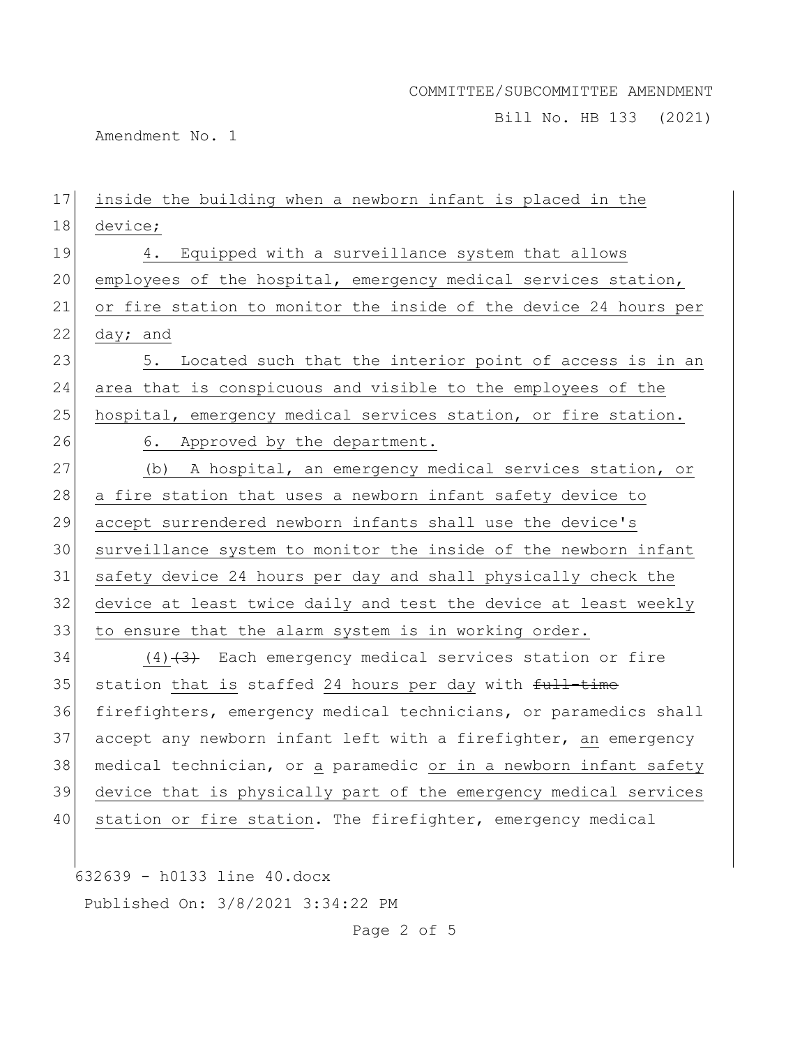inside the building when a newborn infant is placed in the device;

4. Equipped with a surveillance system that allows employees of the hospital, emergency medical services station, or fire station to monitor the inside of the device 24 hours per day; and

5. Located such that the interior point of access is in an area that is conspicuous and visible to the employees of the hospital, emergency medical services station, or fire station.

6. Approved by the department.

(b) A hospital, an emergency medical services station, or a fire station that uses a newborn infant safety device to accept surrendered newborn infants shall use the device's surveillance system to monitor the inside of the newborn infant safety device 24 hours per day and shall physically check the device at least twice daily and test the device at least weekly to ensure that the alarm system is in working order.

(4) ~~(3)~~ Each emergency medical services station or fire station that is staffed 24 hours per day with ~~full-time~~ firefighters, emergency medical technicians, or paramedics shall accept any newborn infant left with a firefighter, an emergency medical technician, or a paramedic or in a newborn infant safety device that is physically part of the emergency medical services station or fire station. The firefighter, emergency medical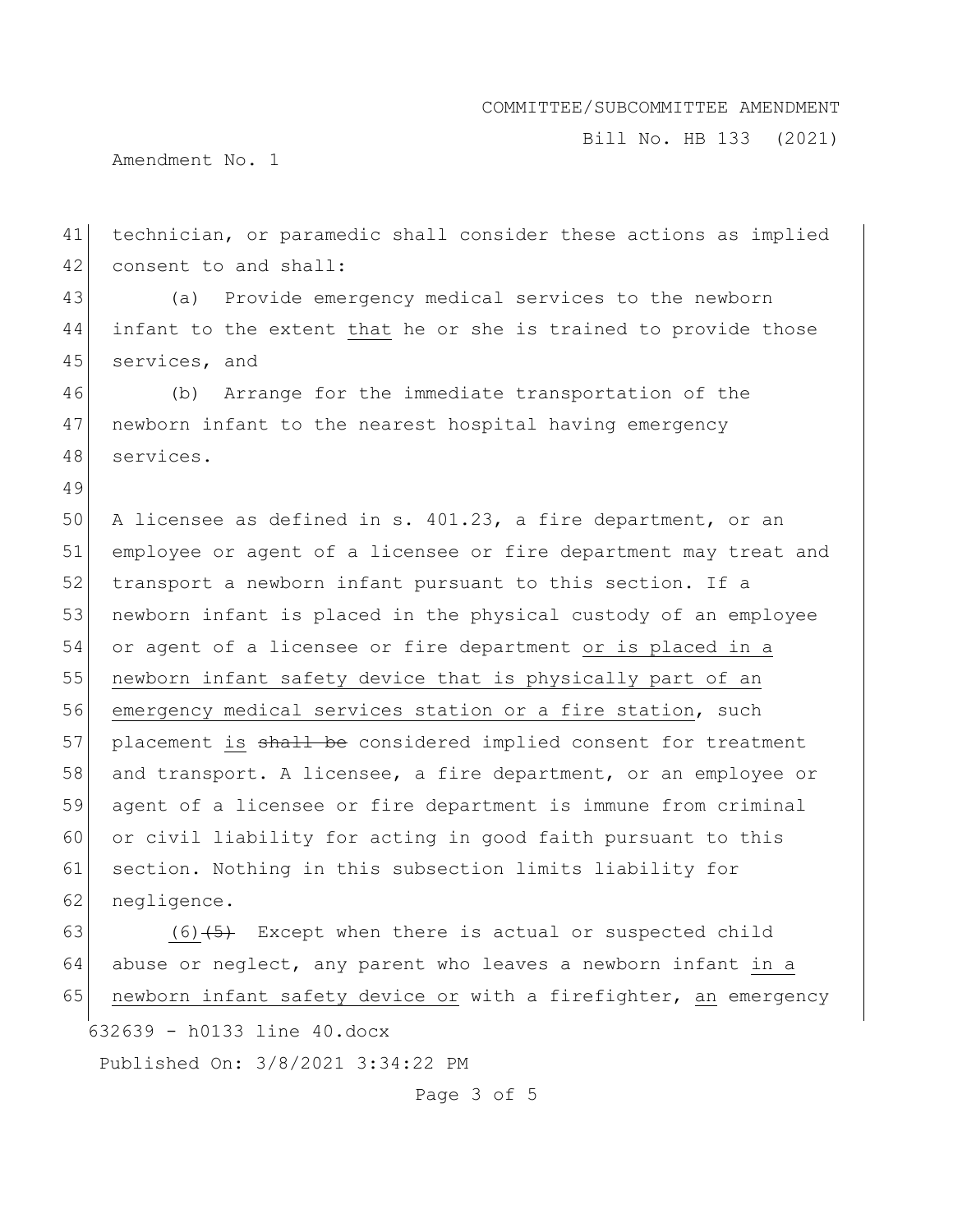technician, or paramedic shall consider these actions as implied consent to and shall:

(a) Provide emergency medical services to the newborn infant to the extent that he or she is trained to provide those services, and

(b) Arrange for the immediate transportation of the newborn infant to the nearest hospital having emergency services.

A licensee as defined in s. 401.23, a fire department, or an employee or agent of a licensee or fire department may treat and transport a newborn infant pursuant to this section. If a newborn infant is placed in the physical custody of an employee or agent of a licensee or fire department or is placed in a newborn infant safety device that is physically part of an emergency medical services station or a fire station, such placement is ~~shall be~~ considered implied consent for treatment and transport. A licensee, a fire department, or an employee or agent of a licensee or fire department is immune from criminal or civil liability for acting in good faith pursuant to this section. Nothing in this subsection limits liability for negligence.

(6)~~(5)~~ Except when there is actual or suspected child abuse or neglect, any parent who leaves a newborn infant in a newborn infant safety device or with a firefighter, an emergency

632639 - h0133 line 40.docx

Published On: 3/8/2021 3:34:22 PM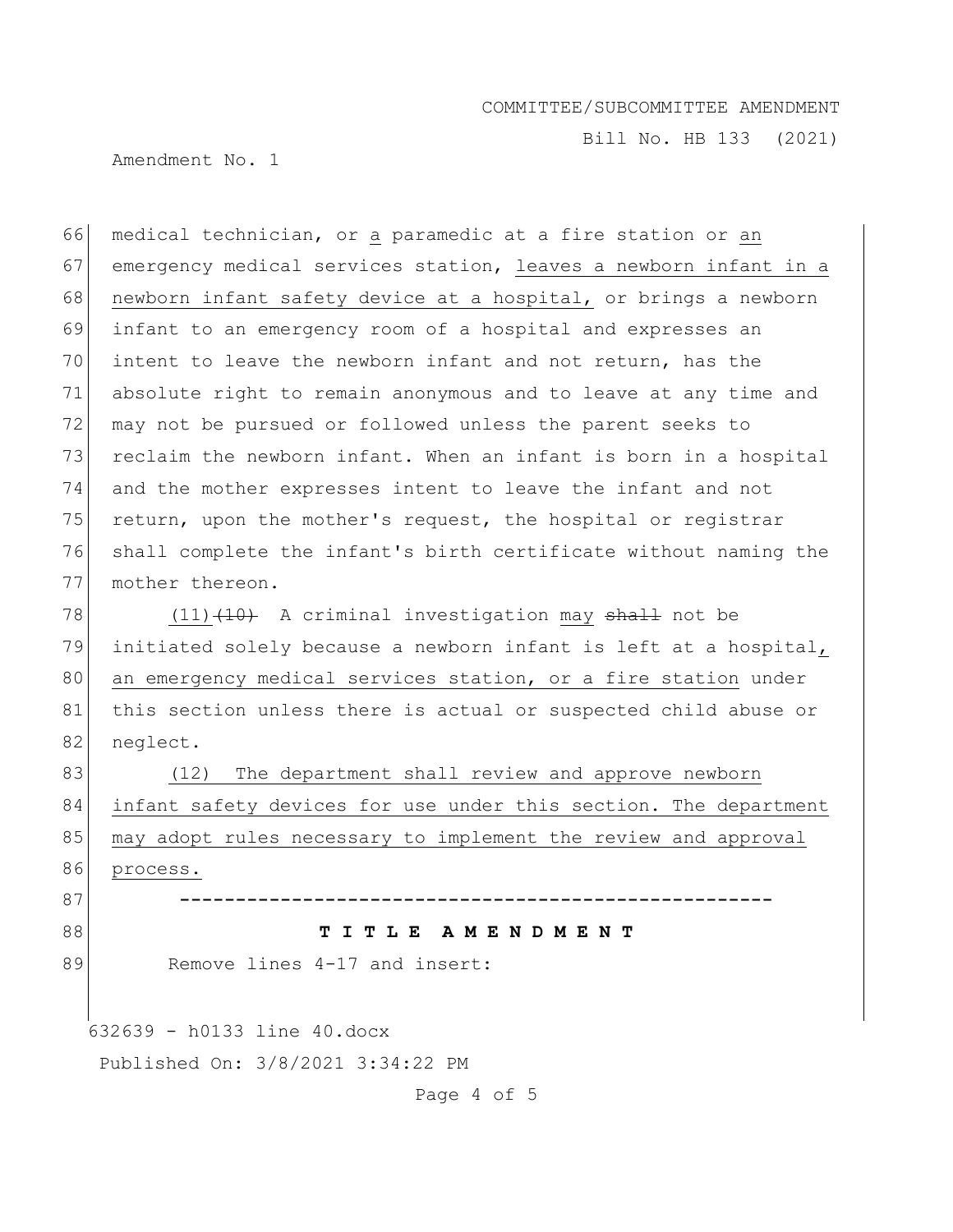66 medical technician, or <u>a</u> paramedic at a fire station or <u>an</u>
67 emergency medical services station, <u>leaves a newborn infant in a</u>
68 <u>newborn infant safety device at a hospital,</u> or brings a newborn
69 infant to an emergency room of a hospital and expresses an
70 intent to leave the newborn infant and not return, has the
71 absolute right to remain anonymous and to leave at any time and
72 may not be pursued or followed unless the parent seeks to
73 reclaim the newborn infant. When an infant is born in a hospital
74 and the mother expresses intent to leave the infant and not
75 return, upon the mother's request, the hospital or registrar
76 shall complete the infant's birth certificate without naming the
77 mother thereon.

78 <u>(11)</u>~~(10)~~ A criminal investigation <u>may</u> ~~shall~~ not be
79 initiated solely because a newborn infant is left at a hospital<u>,</u>
80 <u>an emergency medical services station, or a fire station</u> under
81 this section unless there is actual or suspected child abuse or
82 neglect.

83 <u>(12) The department shall review and approve newborn</u>
84 <u>infant safety devices for use under this section. The department</u>
85 <u>may adopt rules necessary to implement the review and approval</u>
86 <u>process.</u>

87 **-----------------------------------------------------**

88 **T I T L E A M E N D M E N T**

89 Remove lines 4-17 and insert: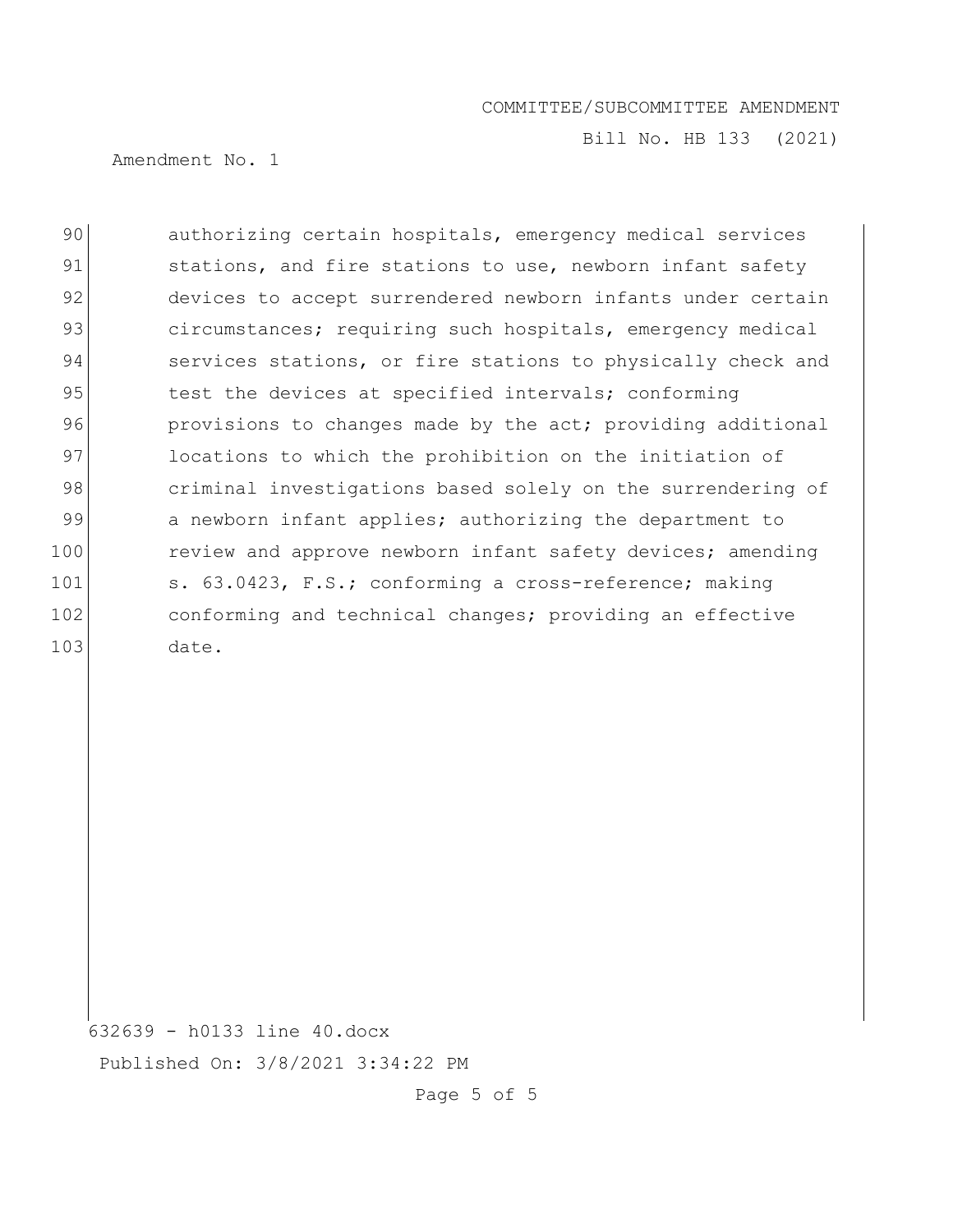90 authorizing certain hospitals, emergency medical services
91 stations, and fire stations to use, newborn infant safety
92 devices to accept surrendered newborn infants under certain
93 circumstances; requiring such hospitals, emergency medical
94 services stations, or fire stations to physically check and
95 test the devices at specified intervals; conforming
96 provisions to changes made by the act; providing additional
97 locations to which the prohibition on the initiation of
98 criminal investigations based solely on the surrendering of
99 a newborn infant applies; authorizing the department to
100 review and approve newborn infant safety devices; amending
101 s. 63.0423, F.S.; conforming a cross-reference; making
102 conforming and technical changes; providing an effective
103 date.